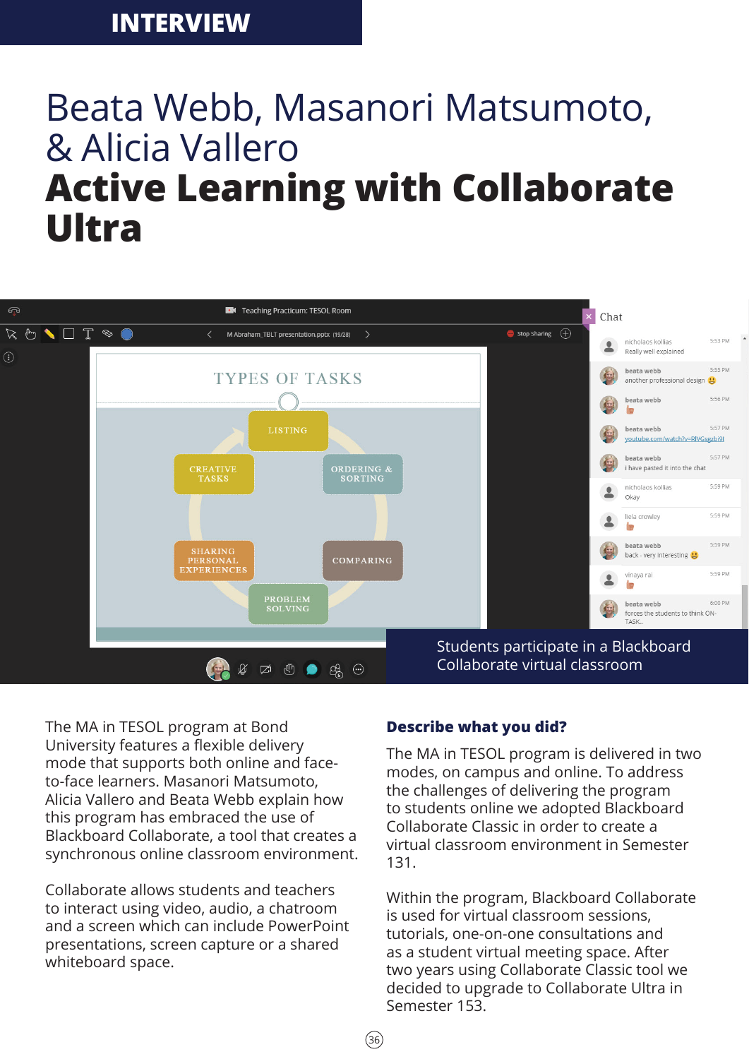INTERVIEW

# Beata Webb, Masanori Matsumoto, & Alicia Vallero

# **Active Learning with Collaborate Ultra**

Students participate in a Blackboard Collaborate virtual classroom

The MA in TESOL program at Bond University features a flexible delivery mode that supports both online and face-to-face learners. Masanori Matsumoto, Alicia Vallero and Beata Webb explain how this program has embraced the use of Blackboard Collaborate, a tool that creates a synchronous online classroom environment.

Collaborate allows students and teachers to interact using video, audio, a chatroom and a screen which can include PowerPoint presentations, screen capture or a shared whiteboard space.

### **Describe what you did?**

The MA in TESOL program is delivered in two modes, on campus and online. To address the challenges of delivering the program to students online we adopted Blackboard Collaborate Classic in order to create a virtual classroom environment in Semester 131.

Within the program, Blackboard Collaborate is used for virtual classroom sessions, tutorials, one-on-one consultations and as a student virtual meeting space. After two years using Collaborate Classic tool we decided to upgrade to Collaborate Ultra in Semester 153.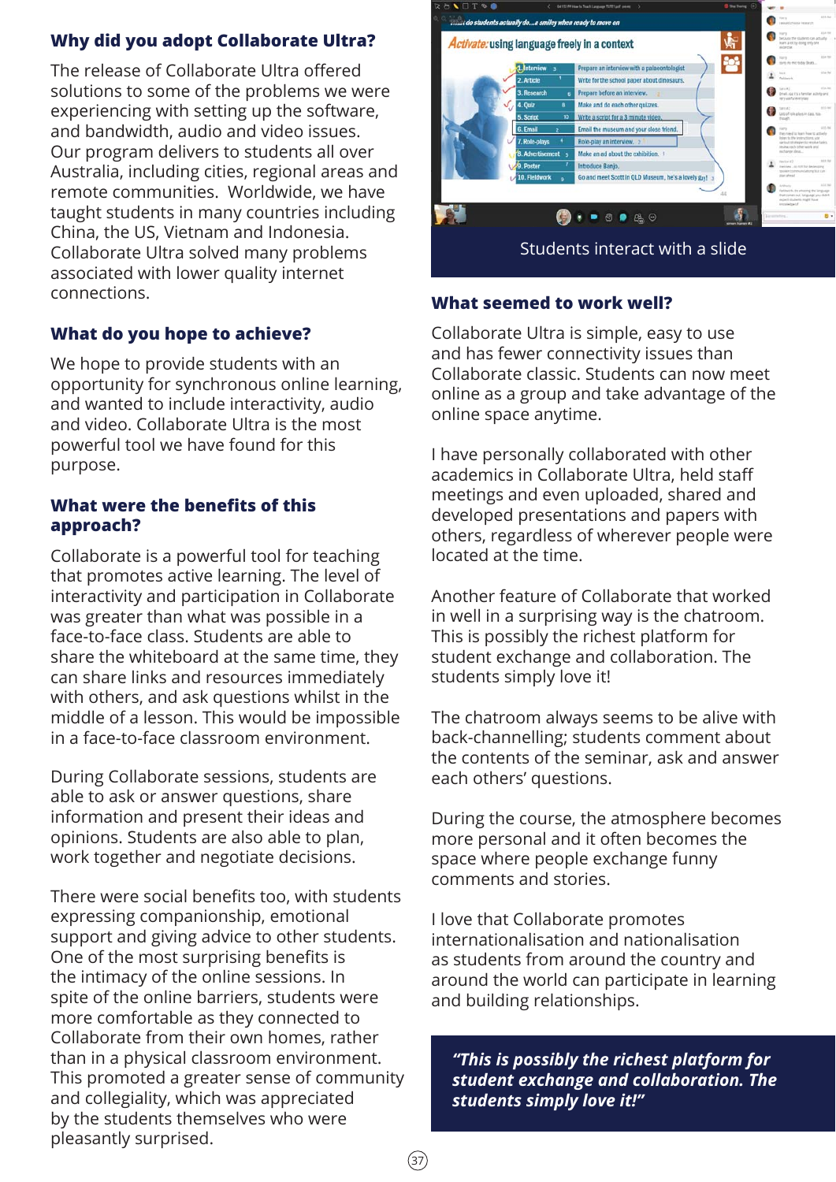## Why did you adopt Collaborate Ultra?

The release of Collaborate Ultra offered solutions to some of the problems we were experiencing with setting up the software, and bandwidth, audio and video issues. Our program delivers to students all over Australia, including cities, regional areas and remote communities. Worldwide, we have taught students in many countries including China, the US, Vietnam and Indonesia. Collaborate Ultra solved many problems associated with lower quality internet connections.

## What do you hope to achieve?

We hope to provide students with an opportunity for synchronous online learning, and wanted to include interactivity, audio and video. Collaborate Ultra is the most powerful tool we have found for this purpose.

## What were the benefits of this approach?

Collaborate is a powerful tool for teaching that promotes active learning. The level of interactivity and participation in Collaborate was greater than what was possible in a face-to-face class. Students are able to share the whiteboard at the same time, they can share links and resources immediately with others, and ask questions whilst in the middle of a lesson. This would be impossible in a face-to-face classroom environment.

During Collaborate sessions, students are able to ask or answer questions, share information and present their ideas and opinions. Students are also able to plan, work together and negotiate decisions.

There were social benefits too, with students expressing companionship, emotional support and giving advice to other students. One of the most surprising benefits is the intimacy of the online sessions. In spite of the online barriers, students were more comfortable as they connected to Collaborate from their own homes, rather than in a physical classroom environment. This promoted a greater sense of community and collegiality, which was appreciated by the students themselves who were pleasantly surprised.

Students interact with a slide

## What seemed to work well?

Collaborate Ultra is simple, easy to use and has fewer connectivity issues than Collaborate classic. Students can now meet online as a group and take advantage of the online space anytime.

I have personally collaborated with other academics in Collaborate Ultra, held staff meetings and even uploaded, shared and developed presentations and papers with others, regardless of wherever people were located at the time.

Another feature of Collaborate that worked in well in a surprising way is the chatroom. This is possibly the richest platform for student exchange and collaboration. The students simply love it!

The chatroom always seems to be alive with back-channelling; students comment about the contents of the seminar, ask and answer each others' questions.

During the course, the atmosphere becomes more personal and it often becomes the space where people exchange funny comments and stories.

I love that Collaborate promotes internationalisation and nationalisation as students from around the country and around the world can participate in learning and building relationships.

***"This is possibly the richest platform for student exchange and collaboration. The students simply love it!"***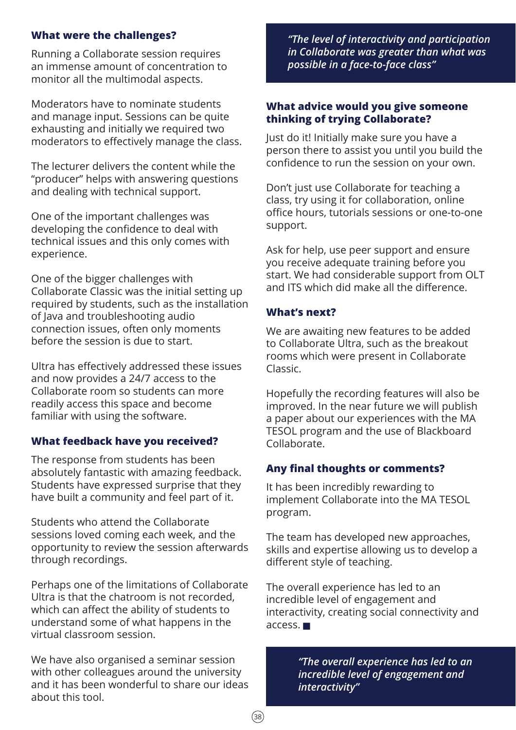### What were the challenges?

Running a Collaborate session requires an immense amount of concentration to monitor all the multimodal aspects.

Moderators have to nominate students and manage input. Sessions can be quite exhausting and initially we required two moderators to effectively manage the class.

The lecturer delivers the content while the "producer" helps with answering questions and dealing with technical support.

One of the important challenges was developing the confidence to deal with technical issues and this only comes with experience.

One of the bigger challenges with Collaborate Classic was the initial setting up required by students, such as the installation of Java and troubleshooting audio connection issues, often only moments before the session is due to start.

Ultra has effectively addressed these issues and now provides a 24/7 access to the Collaborate room so students can more readily access this space and become familiar with using the software.

### What feedback have you received?

The response from students has been absolutely fantastic with amazing feedback. Students have expressed surprise that they have built a community and feel part of it.

Students who attend the Collaborate sessions loved coming each week, and the opportunity to review the session afterwards through recordings.

Perhaps one of the limitations of Collaborate Ultra is that the chatroom is not recorded, which can affect the ability of students to understand some of what happens in the virtual classroom session.

We have also organised a seminar session with other colleagues around the university and it has been wonderful to share our ideas about this tool.

> *"The level of interactivity and participation in Collaborate was greater than what was possible in a face-to-face class"*

### What advice would you give someone thinking of trying Collaborate?

Just do it! Initially make sure you have a person there to assist you until you build the confidence to run the session on your own.

Don't just use Collaborate for teaching a class, try using it for collaboration, online office hours, tutorials sessions or one-to-one support.

Ask for help, use peer support and ensure you receive adequate training before you start. We had considerable support from OLT and ITS which did make all the difference.

### What's next?

We are awaiting new features to be added to Collaborate Ultra, such as the breakout rooms which were present in Collaborate Classic.

Hopefully the recording features will also be improved. In the near future we will publish a paper about our experiences with the MA TESOL program and the use of Blackboard Collaborate.

### Any final thoughts or comments?

It has been incredibly rewarding to implement Collaborate into the MA TESOL program.

The team has developed new approaches, skills and expertise allowing us to develop a different style of teaching.

The overall experience has led to an incredible level of engagement and interactivity, creating social connectivity and access. ■

> *"The overall experience has led to an incredible level of engagement and interactivity"*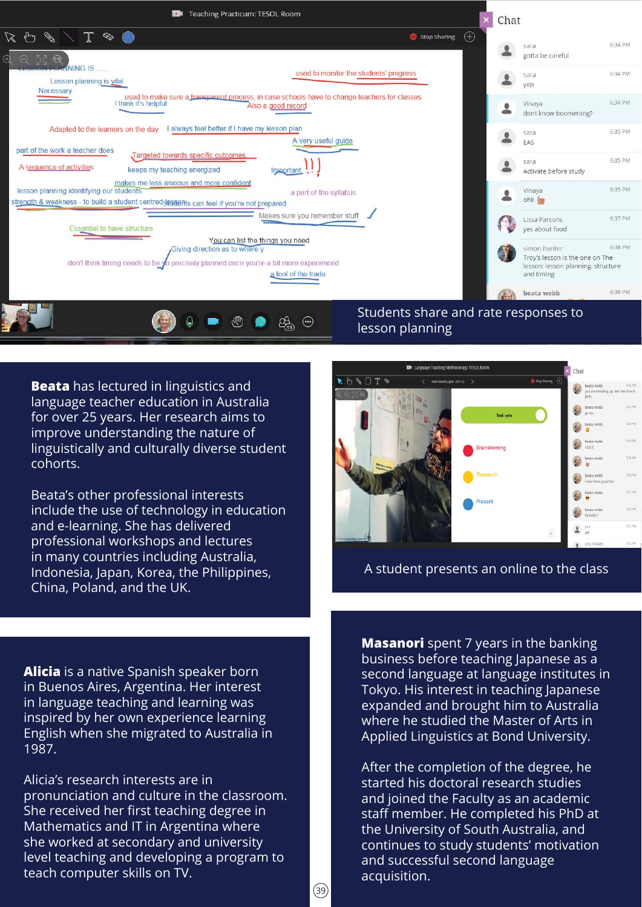Students share and rate responses to lesson planning

**Beata** has lectured in linguistics and language teacher education in Australia for over 25 years. Her research aims to improve understanding the nature of linguistically and culturally diverse student cohorts.

Beata's other professional interests include the use of technology in education and e-learning. She has delivered professional workshops and lectures in many countries including Australia, Indonesia, Japan, Korea, the Philippines, China, Poland, and the UK.

A student presents an online to the class

**Alicia** is a native Spanish speaker born in Buenos Aires, Argentina. Her interest in language teaching and learning was inspired by her own experience learning English when she migrated to Australia in 1987.

Alicia's research interests are in pronunciation and culture in the classroom. She received her first teaching degree in Mathematics and IT in Argentina where she worked at secondary and university level teaching and developing a program to teach computer skills on TV.

**Masanori** spent 7 years in the banking business before teaching Japanese as a second language at language institutes in Tokyo. His interest in teaching Japanese expanded and brought him to Australia where he studied the Master of Arts in Applied Linguistics at Bond University.

After the completion of the degree, he started his doctoral research studies and joined the Faculty as an academic staff member. He completed his PhD at the University of South Australia, and continues to study students' motivation and successful second language acquisition.